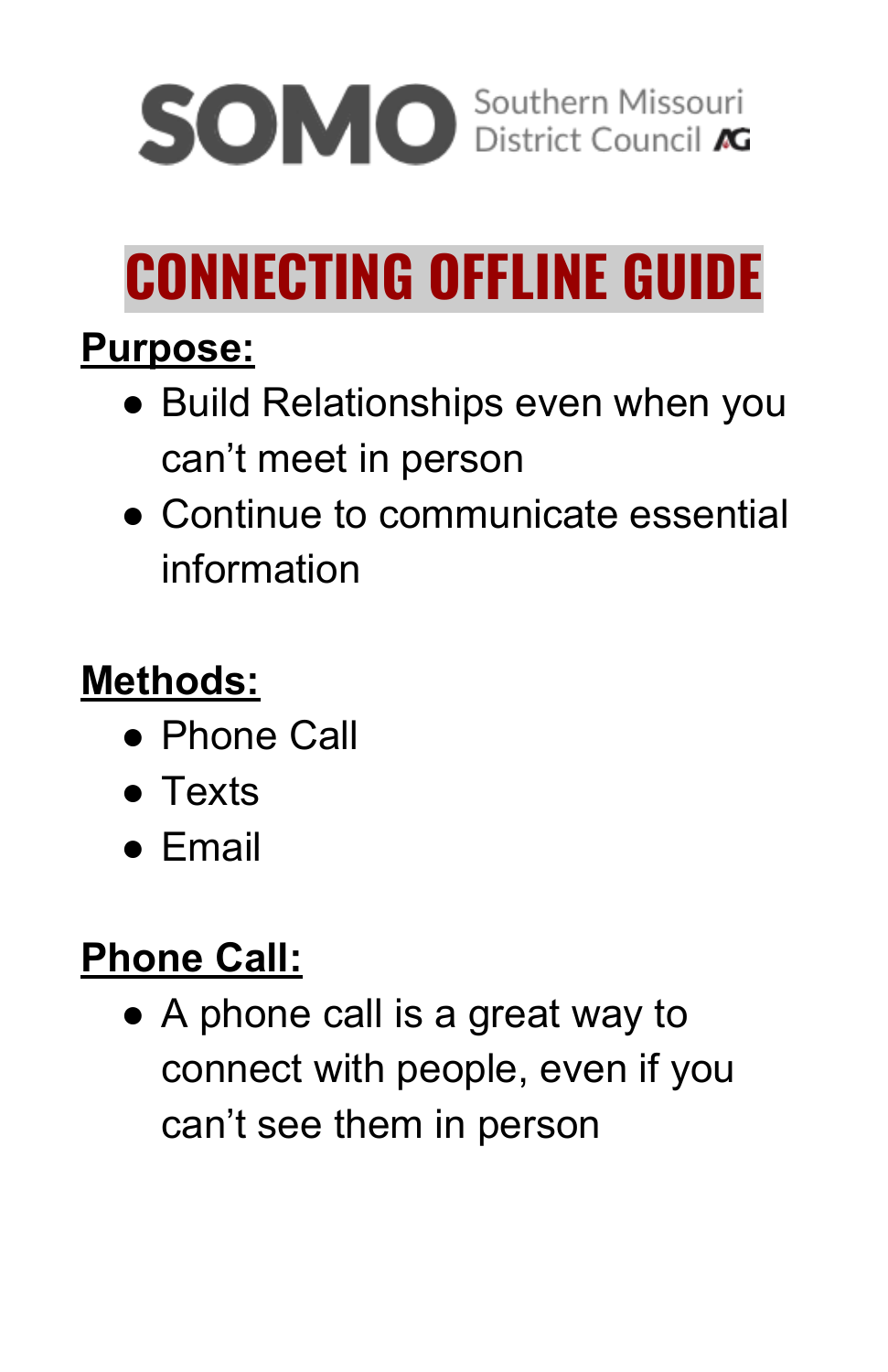SOMO Southern Missouri District Council AG

# CONNECTING OFFLINE GUIDE

**Purpose:**

- Build Relationships even when you can't meet in person
- Continue to communicate essential information

**Methods:**

- Phone Call
- Texts
- Email

**Phone Call:**

- A phone call is a great way to connect with people, even if you can't see them in person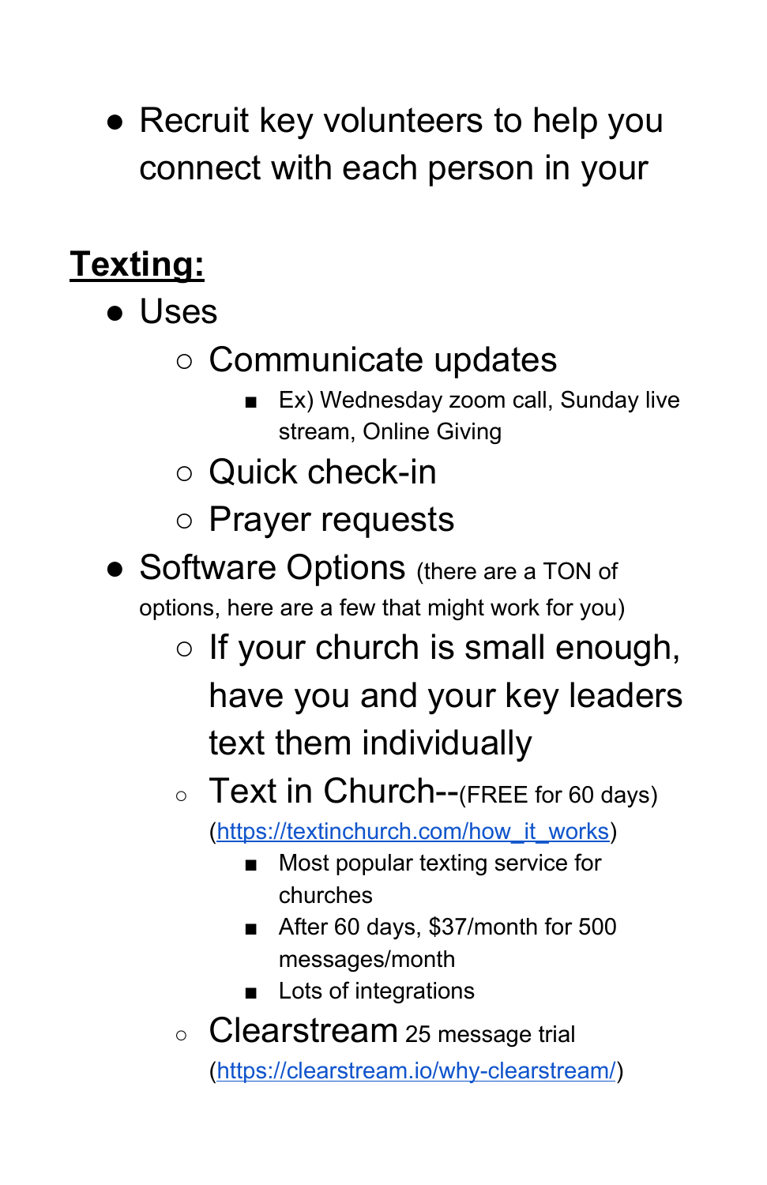- Recruit key volunteers to help you connect with each person in your

**Texting:**

- Uses
  - Communicate updates
    - Ex) Wednesday zoom call, Sunday live stream, Online Giving
  - Quick check-in
  - Prayer requests
- Software Options (there are a TON of options, here are a few that might work for you)
  - If your church is small enough, have you and your key leaders text them individually
  - Text in Church--(FREE for 60 days) ([https://textinchurch.com/how_it_works](https://textinchurch.com/how_it_works))
    - Most popular texting service for churches
    - After 60 days, $37/month for 500 messages/month
    - Lots of integrations
  - Clearstream 25 message trial ([https://clearstream.io/why-clearstream/](https://clearstream.io/why-clearstream/))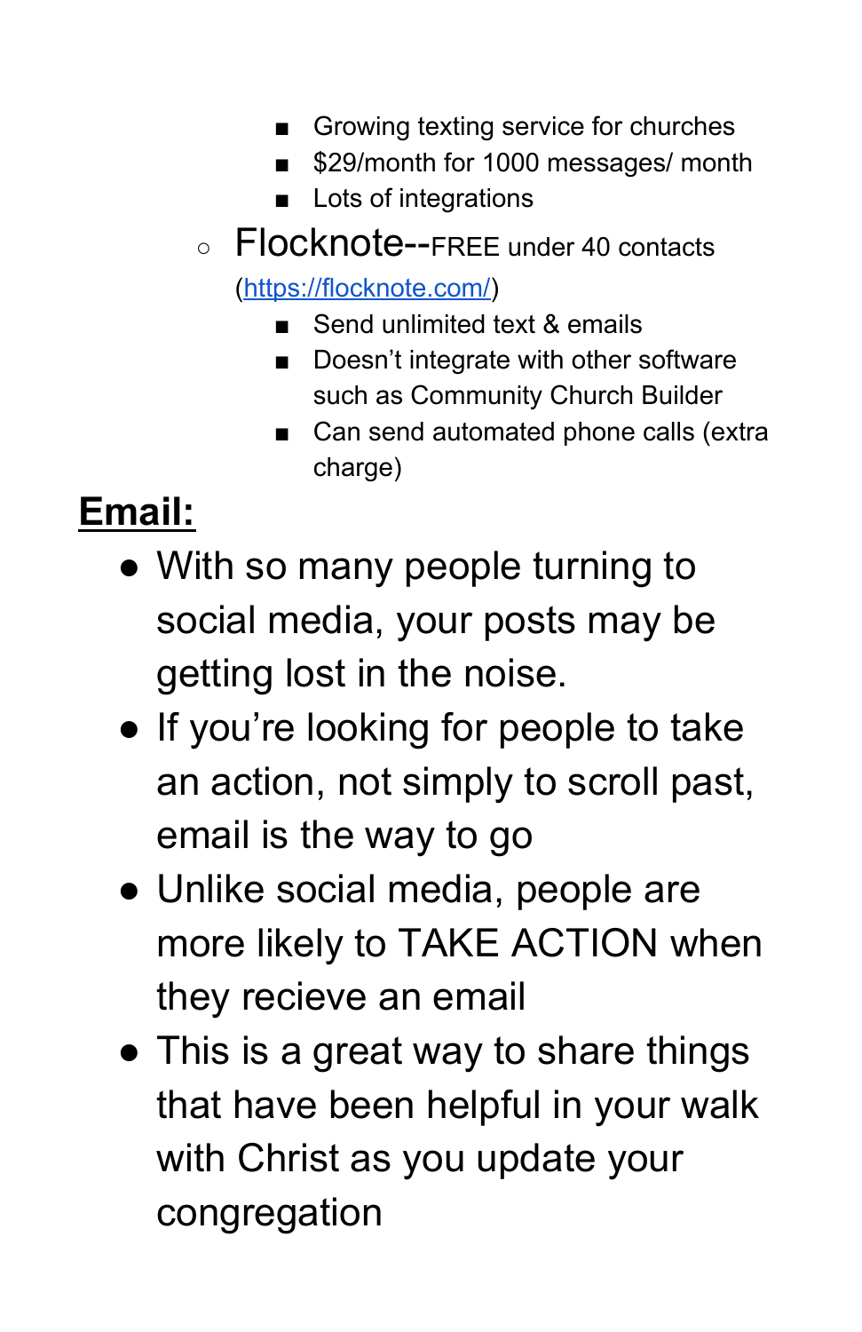- Growing texting service for churches
        - $29/month for 1000 messages/ month
        - Lots of integrations
    - Flocknote--FREE under 40 contacts (https://flocknote.com/)
        - Send unlimited text & emails
        - Doesn't integrate with other software such as Community Church Builder
        - Can send automated phone calls (extra charge)

## **Email:**

- With so many people turning to social media, your posts may be getting lost in the noise.
- If you're looking for people to take an action, not simply to scroll past, email is the way to go
- Unlike social media, people are more likely to TAKE ACTION when they recieve an email
- This is a great way to share things that have been helpful in your walk with Christ as you update your congregation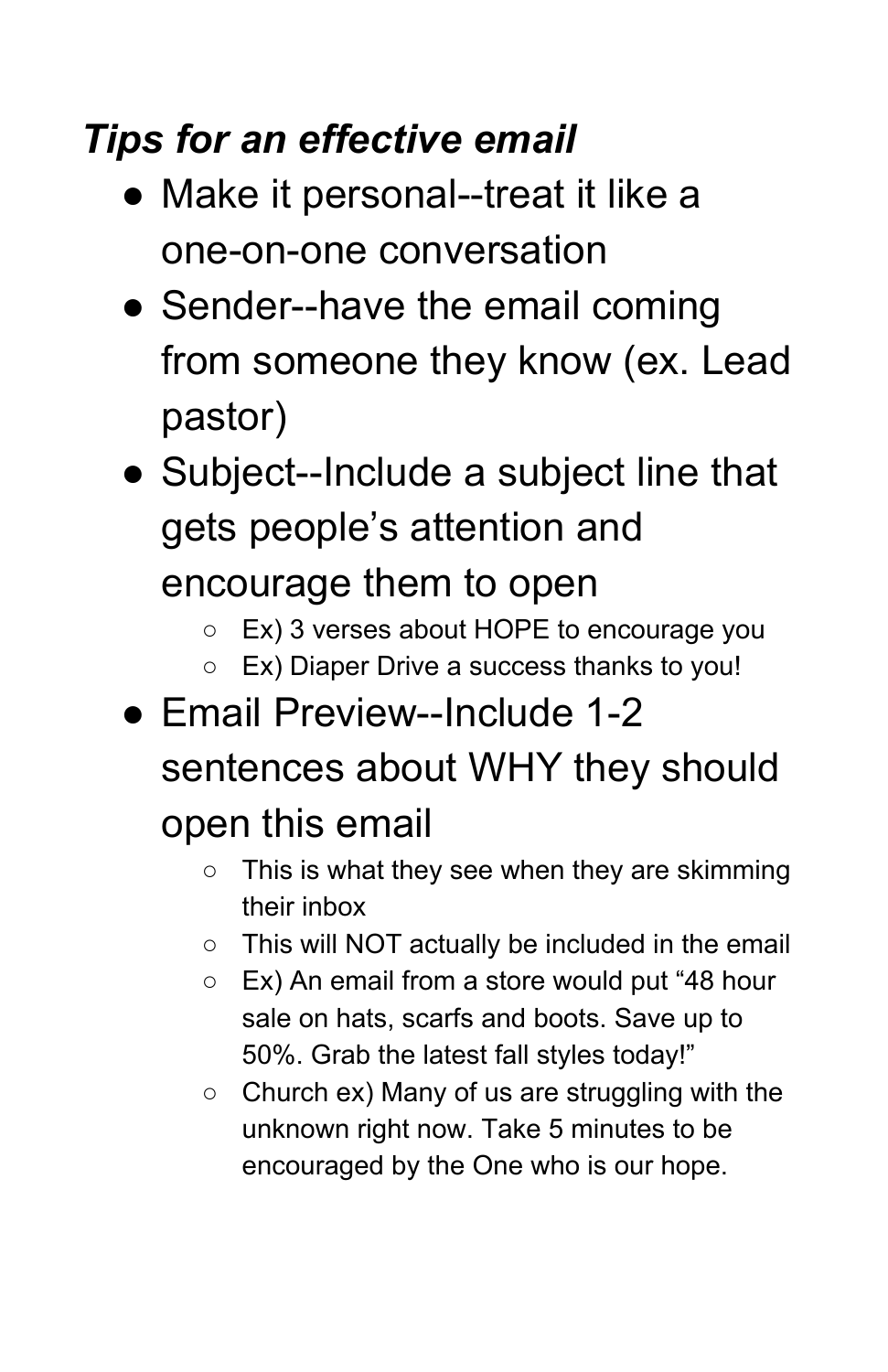***Tips for an effective email***

- Make it personal--treat it like a one-on-one conversation
- Sender--have the email coming from someone they know (ex. Lead pastor)
- Subject--Include a subject line that gets people's attention and encourage them to open
  - Ex) 3 verses about HOPE to encourage you
  - Ex) Diaper Drive a success thanks to you!
- Email Preview--Include 1-2 sentences about WHY they should open this email
  - This is what they see when they are skimming their inbox
  - This will NOT actually be included in the email
  - Ex) An email from a store would put "48 hour sale on hats, scarfs and boots. Save up to 50%. Grab the latest fall styles today!"
  - Church ex) Many of us are struggling with the unknown right now. Take 5 minutes to be encouraged by the One who is our hope.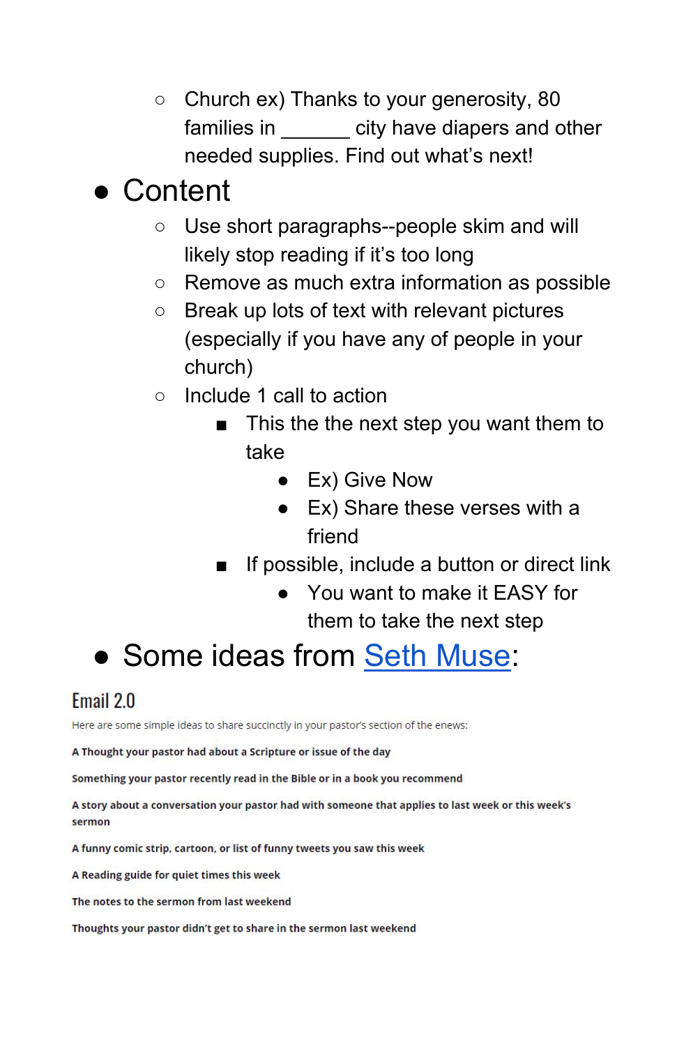- Church ex) Thanks to your generosity, 80 families in _______ city have diapers and other needed supplies. Find out what's next!
- Content
    - Use short paragraphs--people skim and will likely stop reading if it's too long
    - Remove as much extra information as possible
    - Break up lots of text with relevant pictures (especially if you have any of people in your church)
    - Include 1 call to action
        - This the the next step you want them to take
            - Ex) Give Now
            - Ex) Share these verses with a friend
        - If possible, include a button or direct link
            - You want to make it EASY for them to take the next step
- Some ideas from [Seth Muse]():

## Email 2.0

Here are some simple ideas to share succinctly in your pastor's section of the enews:

**A Thought your pastor had about a Scripture or issue of the day**

**Something your pastor recently read in the Bible or in a book you recommend**

**A story about a conversation your pastor had with someone that applies to last week or this week's sermon**

**A funny comic strip, cartoon, or list of funny tweets you saw this week**

**A Reading guide for quiet times this week**

**The notes to the sermon from last weekend**

**Thoughts your pastor didn't get to share in the sermon last weekend**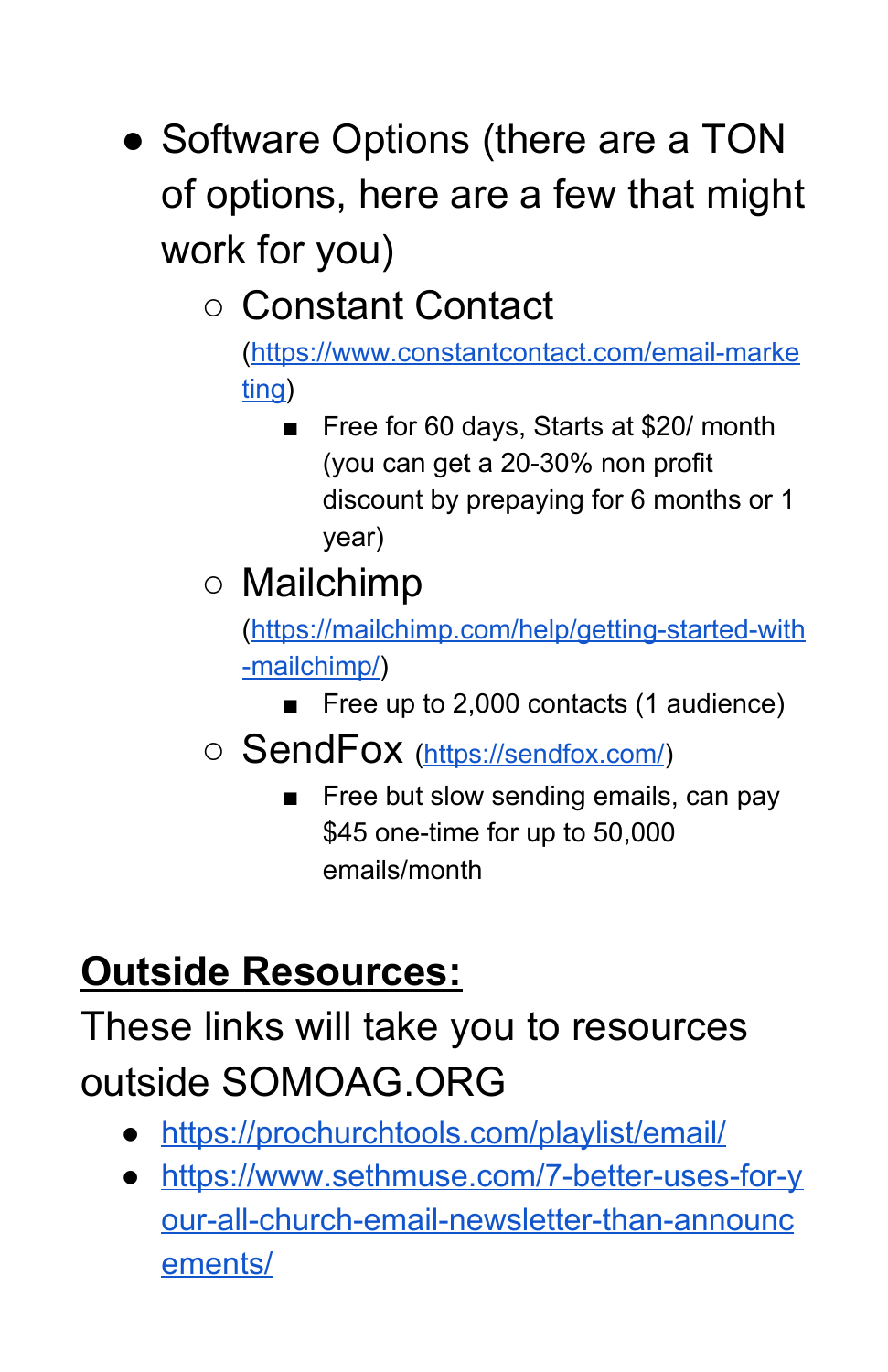- Software Options (there are a TON of options, here are a few that might work for you)
  - Constant Contact (https://www.constantcontact.com/email-marketing)
    - Free for 60 days, Starts at $20/ month (you can get a 20-30% non profit discount by prepaying for 6 months or 1 year)
  - Mailchimp (https://mailchimp.com/help/getting-started-with-mailchimp/)
    - Free up to 2,000 contacts (1 audience)
  - SendFox (https://sendfox.com/)
    - Free but slow sending emails, can pay $45 one-time for up to 50,000 emails/month

## Outside Resources:

These links will take you to resources outside SOMOAG.ORG

- https://prochurchtools.com/playlist/email/
- https://www.sethmuse.com/7-better-uses-for-your-all-church-email-newsletter-than-announcements/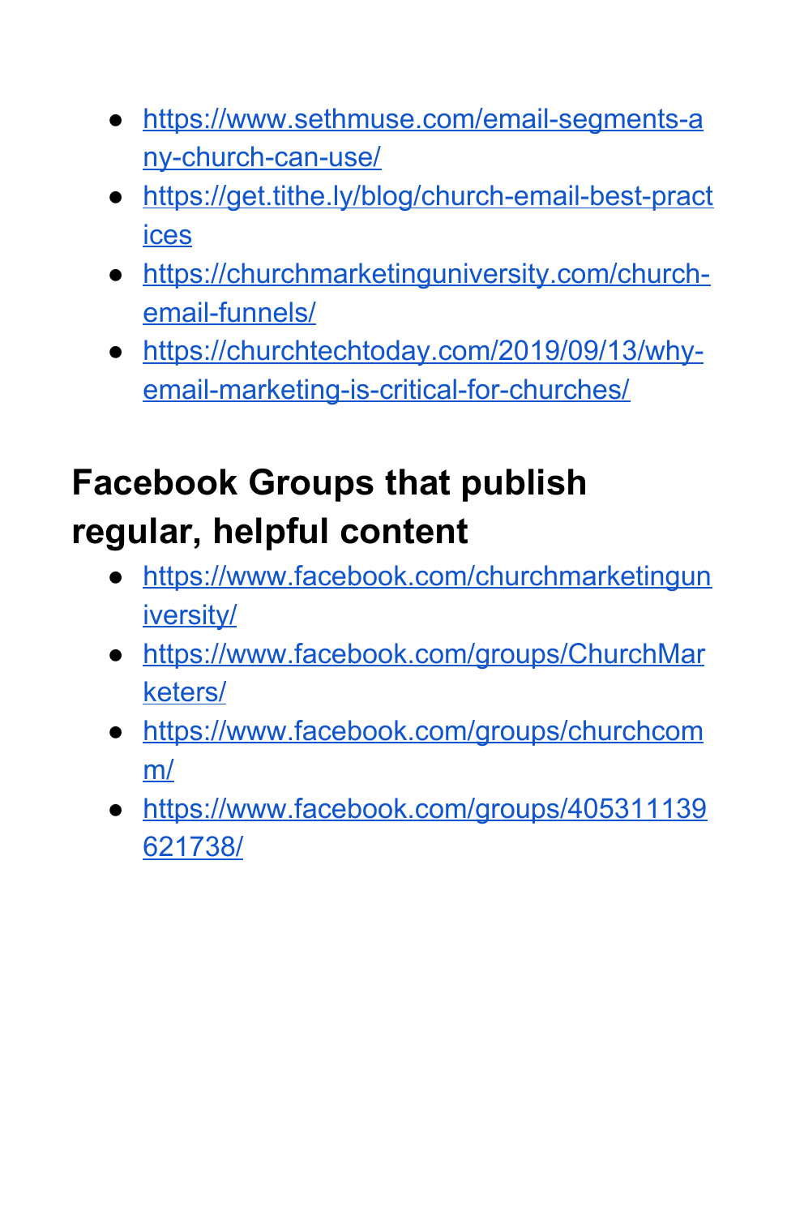- https://www.sethmuse.com/email-segments-any-church-can-use/
- https://get.tithe.ly/blog/church-email-best-practices
- https://churchmarketinguniversity.com/church-email-funnels/
- https://churchtechtoday.com/2019/09/13/why-email-marketing-is-critical-for-churches/

## Facebook Groups that publish regular, helpful content

- https://www.facebook.com/churchmarketinguniversity/
- https://www.facebook.com/groups/ChurchMarketers/
- https://www.facebook.com/groups/churchcomm/
- https://www.facebook.com/groups/405311139621738/